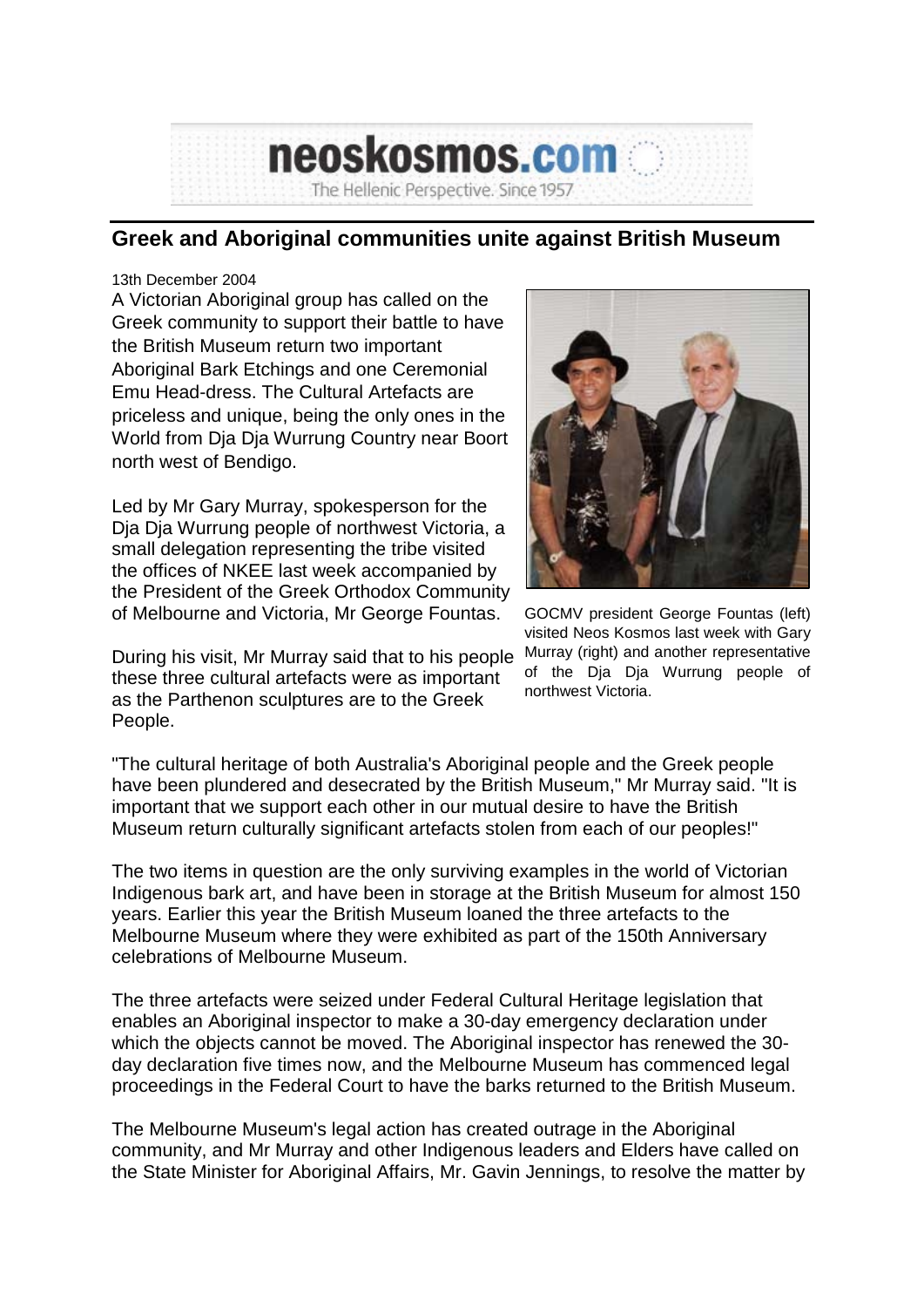neoskosmos.com
The Hellenic Perspective. Since 1957

## Greek and Aboriginal communities unite against British Museum

13th December 2004

A Victorian Aboriginal group has called on the Greek community to support their battle to have the British Museum return two important Aboriginal Bark Etchings and one Ceremonial Emu Head-dress. The Cultural Artefacts are priceless and unique, being the only ones in the World from Dja Dja Wurrung Country near Boort north west of Bendigo.

Led by Mr Gary Murray, spokesperson for the Dja Dja Wurrung people of northwest Victoria, a small delegation representing the tribe visited the offices of NKEE last week accompanied by the President of the Greek Orthodox Community of Melbourne and Victoria, Mr George Fountas.

GOCMV president George Fountas (left) visited Neos Kosmos last week with Gary Murray (right) and another representative of the Dja Dja Wurrung people of northwest Victoria.

During his visit, Mr Murray said that to his people these three cultural artefacts were as important as the Parthenon sculptures are to the Greek People.

"The cultural heritage of both Australia's Aboriginal people and the Greek people have been plundered and desecrated by the British Museum," Mr Murray said. "It is important that we support each other in our mutual desire to have the British Museum return culturally significant artefacts stolen from each of our peoples!"

The two items in question are the only surviving examples in the world of Victorian Indigenous bark art, and have been in storage at the British Museum for almost 150 years. Earlier this year the British Museum loaned the three artefacts to the Melbourne Museum where they were exhibited as part of the 150th Anniversary celebrations of Melbourne Museum.

The three artefacts were seized under Federal Cultural Heritage legislation that enables an Aboriginal inspector to make a 30-day emergency declaration under which the objects cannot be moved. The Aboriginal inspector has renewed the 30-day declaration five times now, and the Melbourne Museum has commenced legal proceedings in the Federal Court to have the barks returned to the British Museum.

The Melbourne Museum's legal action has created outrage in the Aboriginal community, and Mr Murray and other Indigenous leaders and Elders have called on the State Minister for Aboriginal Affairs, Mr. Gavin Jennings, to resolve the matter by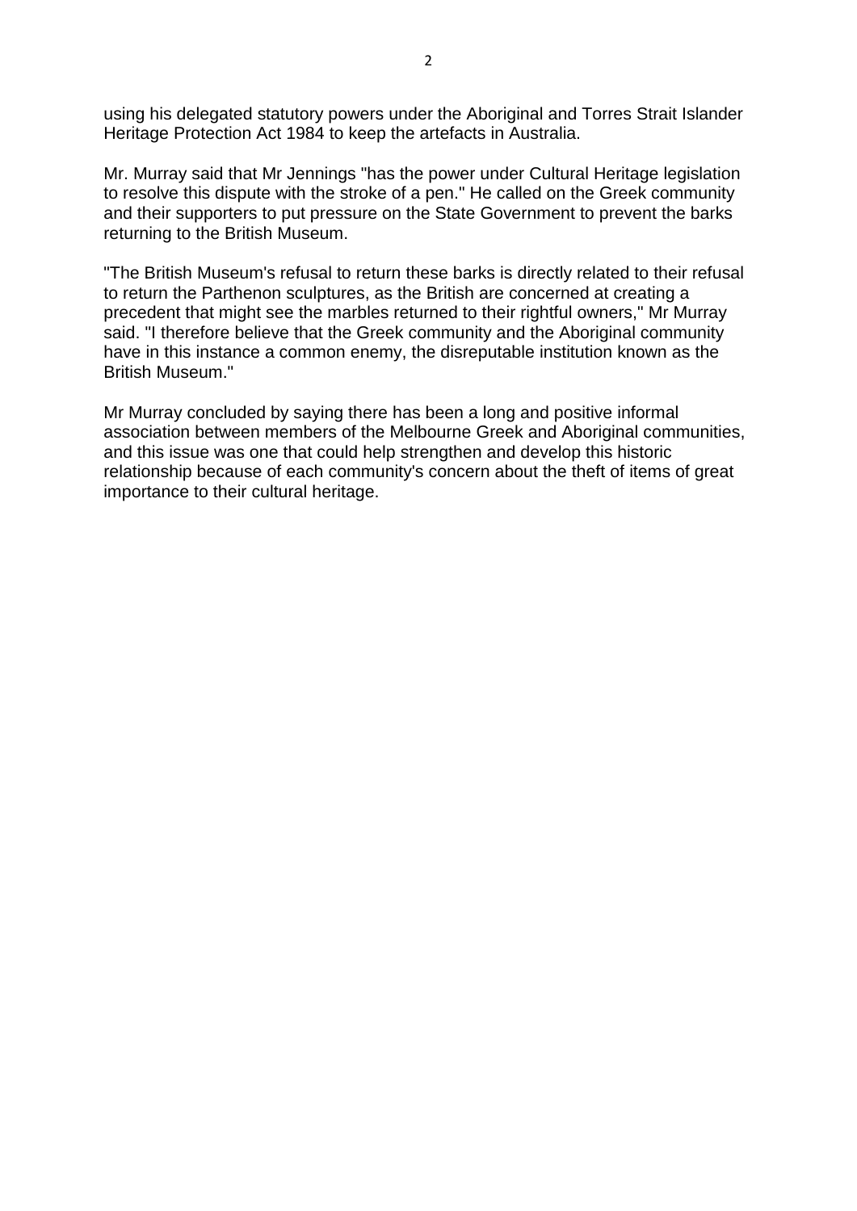using his delegated statutory powers under the Aboriginal and Torres Strait Islander Heritage Protection Act 1984 to keep the artefacts in Australia.

Mr. Murray said that Mr Jennings "has the power under Cultural Heritage legislation to resolve this dispute with the stroke of a pen." He called on the Greek community and their supporters to put pressure on the State Government to prevent the barks returning to the British Museum.

"The British Museum's refusal to return these barks is directly related to their refusal to return the Parthenon sculptures, as the British are concerned at creating a precedent that might see the marbles returned to their rightful owners," Mr Murray said. "I therefore believe that the Greek community and the Aboriginal community have in this instance a common enemy, the disreputable institution known as the British Museum."

Mr Murray concluded by saying there has been a long and positive informal association between members of the Melbourne Greek and Aboriginal communities, and this issue was one that could help strengthen and develop this historic relationship because of each community's concern about the theft of items of great importance to their cultural heritage.